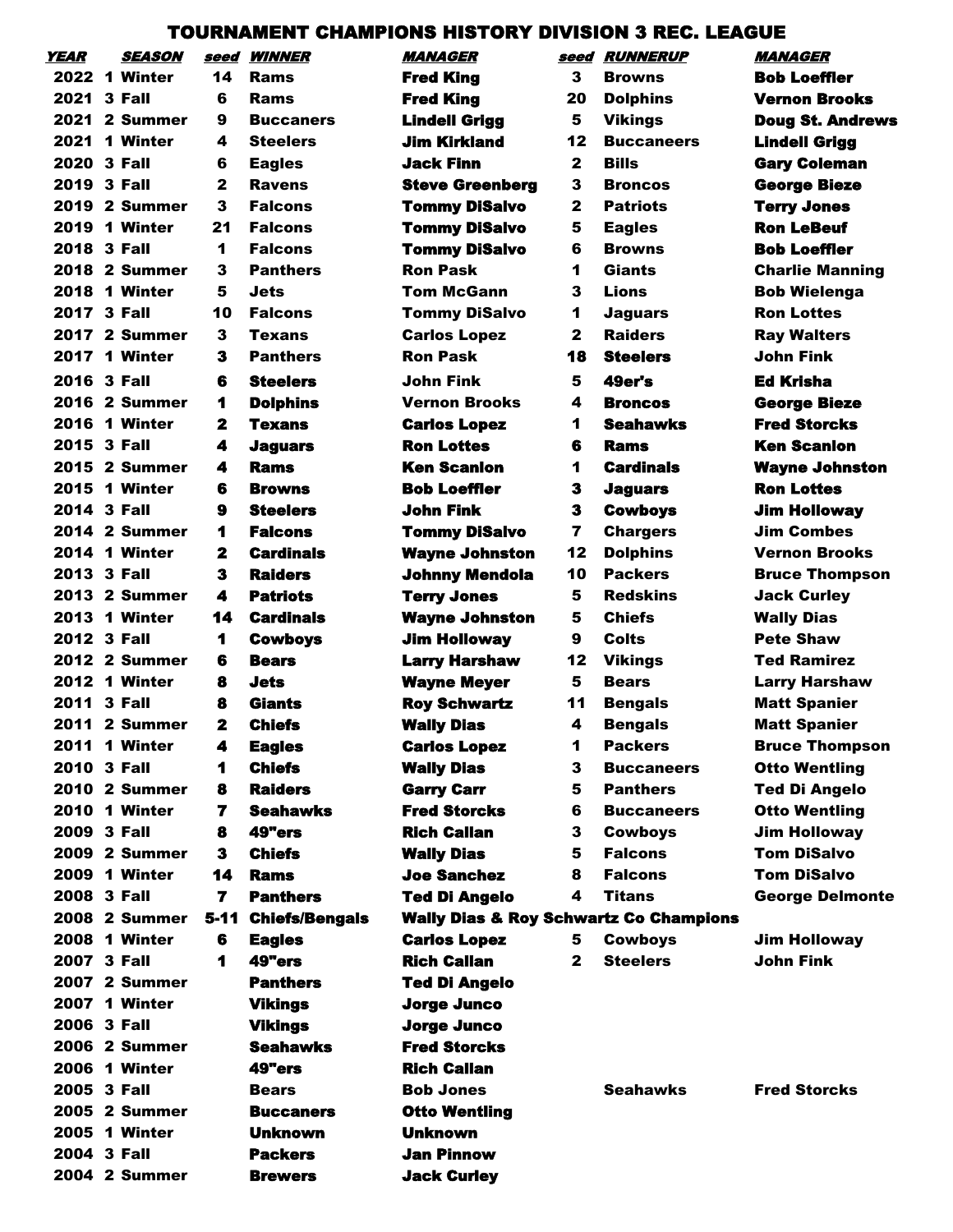# TOURNAMENT CHAMPIONS HISTORY DIVISION 3 REC. LEAGUE

| YEAR | SEASON | seed | WINNER | MANAGER | seed | RUNNERUP | MANAGER |
|---|---|---|---|---|---|---|---|
| 2022 | 1 Winter | 14 | Rams | Fred King | 3 | Browns | Bob Loeffler |
| 2021 | 3 Fall | 6 | Rams | Fred King | 20 | Dolphins | Vernon Brooks |
| 2021 | 2 Summer | 9 | Buccaners | Lindell Grigg | 5 | Vikings | Doug St. Andrews |
| 2021 | 1 Winter | 4 | Steelers | Jim Kirkland | 12 | Buccaneers | Lindell Grigg |
| 2020 | 3 Fall | 6 | Eagles | Jack Finn | 2 | Bills | Gary Coleman |
| 2019 | 3 Fall | 2 | Ravens | Steve Greenberg | 3 | Broncos | George Bieze |
| 2019 | 2 Summer | 3 | Falcons | Tommy DiSalvo | 2 | Patriots | Terry Jones |
| 2019 | 1 Winter | 21 | Falcons | Tommy DiSalvo | 5 | Eagles | Ron LeBeuf |
| 2018 | 3 Fall | 1 | Falcons | Tommy DiSalvo | 6 | Browns | Bob Loeffler |
| 2018 | 2 Summer | 3 | Panthers | Ron Pask | 1 | Giants | Charlie Manning |
| 2018 | 1 Winter | 5 | Jets | Tom McGann | 3 | Lions | Bob Wielenga |
| 2017 | 3 Fall | 10 | Falcons | Tommy DiSalvo | 1 | Jaguars | Ron Lottes |
| 2017 | 2 Summer | 3 | Texans | Carlos Lopez | 2 | Raiders | Ray Walters |
| 2017 | 1 Winter | 3 | Panthers | Ron Pask | 18 | Steelers | John Fink |
| 2016 | 3 Fall | 6 | Steelers | John Fink | 5 | 49er's | Ed Krisha |
| 2016 | 2 Summer | 1 | Dolphins | Vernon Brooks | 4 | Broncos | George Bieze |
| 2016 | 1 Winter | 2 | Texans | Carlos Lopez | 1 | Seahawks | Fred Storcks |
| 2015 | 3 Fall | 4 | Jaguars | Ron Lottes | 6 | Rams | Ken Scanlon |
| 2015 | 2 Summer | 4 | Rams | Ken Scanlon | 1 | Cardinals | Wayne Johnston |
| 2015 | 1 Winter | 6 | Browns | Bob Loeffler | 3 | Jaguars | Ron Lottes |
| 2014 | 3 Fall | 9 | Steelers | John Fink | 3 | Cowboys | Jim Holloway |
| 2014 | 2 Summer | 1 | Falcons | Tommy DiSalvo | 7 | Chargers | Jim Combes |
| 2014 | 1 Winter | 2 | Cardinals | Wayne Johnston | 12 | Dolphins | Vernon Brooks |
| 2013 | 3 Fall | 3 | Raiders | Johnny Mendola | 10 | Packers | Bruce Thompson |
| 2013 | 2 Summer | 4 | Patriots | Terry Jones | 5 | Redskins | Jack Curley |
| 2013 | 1 Winter | 14 | Cardinals | Wayne Johnston | 5 | Chiefs | Wally Dias |
| 2012 | 3 Fall | 1 | Cowboys | Jim Holloway | 9 | Colts | Pete Shaw |
| 2012 | 2 Summer | 6 | Bears | Larry Harshaw | 12 | Vikings | Ted Ramirez |
| 2012 | 1 Winter | 8 | Jets | Wayne Meyer | 5 | Bears | Larry Harshaw |
| 2011 | 3 Fall | 8 | Giants | Roy Schwartz | 11 | Bengals | Matt Spanier |
| 2011 | 2 Summer | 2 | Chiefs | Wally Dias | 4 | Bengals | Matt Spanier |
| 2011 | 1 Winter | 4 | Eagles | Carlos Lopez | 1 | Packers | Bruce Thompson |
| 2010 | 3 Fall | 1 | Chiefs | Wally Dias | 3 | Buccaneers | Otto Wentling |
| 2010 | 2 Summer | 8 | Raiders | Garry Carr | 5 | Panthers | Ted Di Angelo |
| 2010 | 1 Winter | 7 | Seahawks | Fred Storcks | 6 | Buccaneers | Otto Wentling |
| 2009 | 3 Fall | 8 | 49"ers | Rich Callan | 3 | Cowboys | Jim Holloway |
| 2009 | 2 Summer | 3 | Chiefs | Wally Dias | 5 | Falcons | Tom DiSalvo |
| 2009 | 1 Winter | 14 | Rams | Joe Sanchez | 8 | Falcons | Tom DiSalvo |
| 2008 | 3 Fall | 7 | Panthers | Ted Di Angelo | 4 | Titans | George Delmonte |
| 2008 | 2 Summer | 5-11 | Chiefs/Bengals | Wally Dias & Roy Schwartz Co Champions | | | |
| 2008 | 1 Winter | 6 | Eagles | Carlos Lopez | 5 | Cowboys | Jim Holloway |
| 2007 | 3 Fall | 1 | 49"ers | Rich Callan | 2 | Steelers | John Fink |
| 2007 | 2 Summer | | Panthers | Ted Di Angelo | | | |
| 2007 | 1 Winter | | Vikings | Jorge Junco | | | |
| 2006 | 3 Fall | | Vikings | Jorge Junco | | | |
| 2006 | 2 Summer | | Seahawks | Fred Storcks | | | |
| 2006 | 1 Winter | | 49"ers | Rich Callan | | | |
| 2005 | 3 Fall | | Bears | Bob Jones | | Seahawks | Fred Storcks |
| 2005 | 2 Summer | | Buccaners | Otto Wentling | | | |
| 2005 | 1 Winter | | Unknown | Unknown | | | |
| 2004 | 3 Fall | | Packers | Jan Pinnow | | | |
| 2004 | 2 Summer | | Brewers | Jack Curley | | | |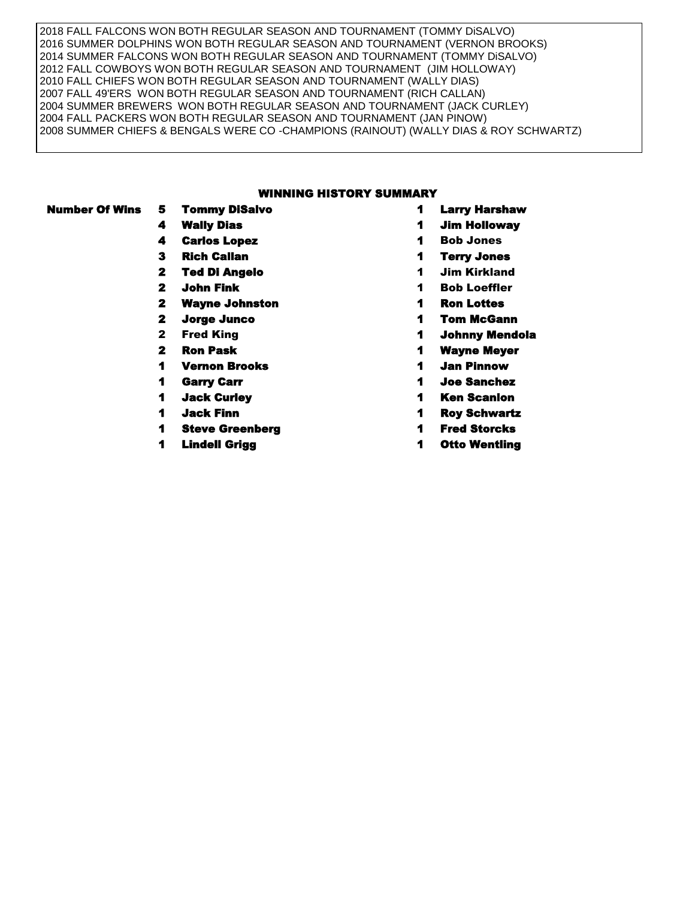2018 FALL FALCONS WON BOTH REGULAR SEASON AND TOURNAMENT (TOMMY DiSALVO)
2016 SUMMER DOLPHINS WON BOTH REGULAR SEASON AND TOURNAMENT (VERNON BROOKS)
2014 SUMMER FALCONS WON BOTH REGULAR SEASON AND TOURNAMENT (TOMMY DiSALVO)
2012 FALL COWBOYS WON BOTH REGULAR SEASON AND TOURNAMENT (JIM HOLLOWAY)
2010 FALL CHIEFS WON BOTH REGULAR SEASON AND TOURNAMENT (WALLY DIAS)
2007 FALL 49'ERS WON BOTH REGULAR SEASON AND TOURNAMENT (RICH CALLAN)
2004 SUMMER BREWERS WON BOTH REGULAR SEASON AND TOURNAMENT (JACK CURLEY)
2004 FALL PACKERS WON BOTH REGULAR SEASON AND TOURNAMENT (JAN PINOW)
2008 SUMMER CHIEFS & BENGALS WERE CO -CHAMPIONS (RAINOUT) (WALLY DIAS & ROY SCHWARTZ)

## WINNING HISTORY SUMMARY

| Number Of Wins | | | | |
|---|---|---|---|---|
| 5 | Tommy DiSalvo | | 1 | Larry Harshaw |
| 4 | Wally Dias | | 1 | Jim Holloway |
| 4 | Carlos Lopez | | 1 | Bob Jones |
| 3 | Rich Callan | | 1 | Terry Jones |
| 2 | Ted Di Angelo | | 1 | Jim Kirkland |
| 2 | John Fink | | 1 | Bob Loeffler |
| 2 | Wayne Johnston | | 1 | Ron Lottes |
| 2 | Jorge Junco | | 1 | Tom McGann |
| 2 | Fred King | | 1 | Johnny Mendola |
| 2 | Ron Pask | | 1 | Wayne Meyer |
| 1 | Vernon Brooks | | 1 | Jan Pinnow |
| 1 | Garry Carr | | 1 | Joe Sanchez |
| 1 | Jack Curley | | 1 | Ken Scanlon |
| 1 | Jack Finn | | 1 | Roy Schwartz |
| 1 | Steve Greenberg | | 1 | Fred Storcks |
| 1 | Lindell Grigg | | 1 | Otto Wentling |